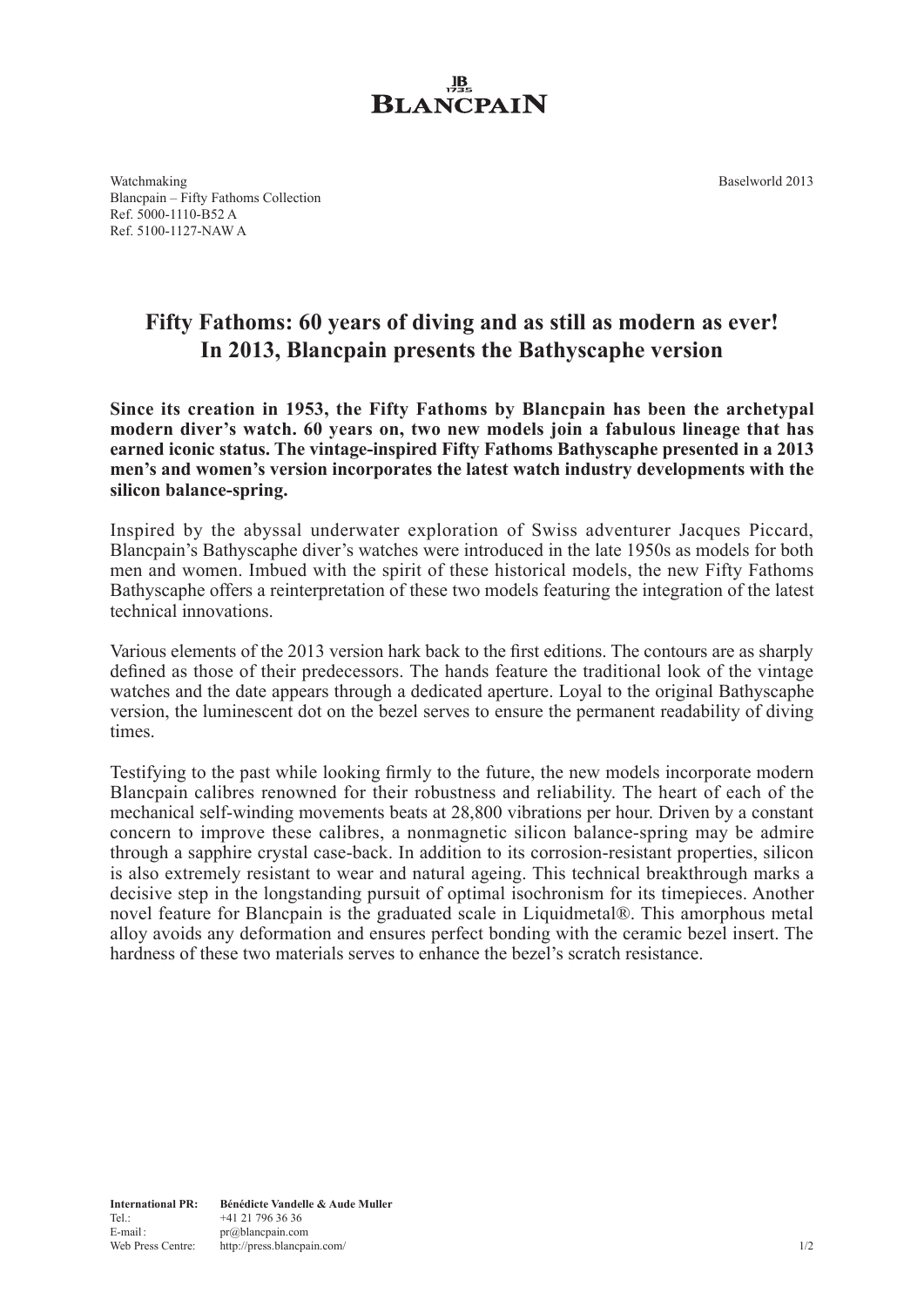BLANCPAIN

Watchmaking
Blancpain – Fifty Fathoms Collection
Ref. 5000-1110-B52 A
Ref. 5100-1127-NAW A

Baselworld 2013

# Fifty Fathoms: 60 years of diving and as still as modern as ever!
# In 2013, Blancpain presents the Bathyscaphe version

**Since its creation in 1953, the Fifty Fathoms by Blancpain has been the archetypal modern diver's watch. 60 years on, two new models join a fabulous lineage that has earned iconic status. The vintage-inspired Fifty Fathoms Bathyscaphe presented in a 2013 men's and women's version incorporates the latest watch industry developments with the silicon balance-spring.**

Inspired by the abyssal underwater exploration of Swiss adventurer Jacques Piccard, Blancpain's Bathyscaphe diver's watches were introduced in the late 1950s as models for both men and women. Imbued with the spirit of these historical models, the new Fifty Fathoms Bathyscaphe offers a reinterpretation of these two models featuring the integration of the latest technical innovations.

Various elements of the 2013 version hark back to the first editions. The contours are as sharply defined as those of their predecessors. The hands feature the traditional look of the vintage watches and the date appears through a dedicated aperture. Loyal to the original Bathyscaphe version, the luminescent dot on the bezel serves to ensure the permanent readability of diving times.

Testifying to the past while looking firmly to the future, the new models incorporate modern Blancpain calibres renowned for their robustness and reliability. The heart of each of the mechanical self-winding movements beats at 28,800 vibrations per hour. Driven by a constant concern to improve these calibres, a nonmagnetic silicon balance-spring may be admire through a sapphire crystal case-back. In addition to its corrosion-resistant properties, silicon is also extremely resistant to wear and natural ageing. This technical breakthrough marks a decisive step in the longstanding pursuit of optimal isochronism for its timepieces. Another novel feature for Blancpain is the graduated scale in Liquidmetal®. This amorphous metal alloy avoids any deformation and ensures perfect bonding with the ceramic bezel insert. The hardness of these two materials serves to enhance the bezel's scratch resistance.

**International PR:** **Bénédicte Vandelle & Aude Muller**
Tel.: +41 21 796 36 36
E-mail: pr@blancpain.com
Web Press Centre: http://press.blancpain.com/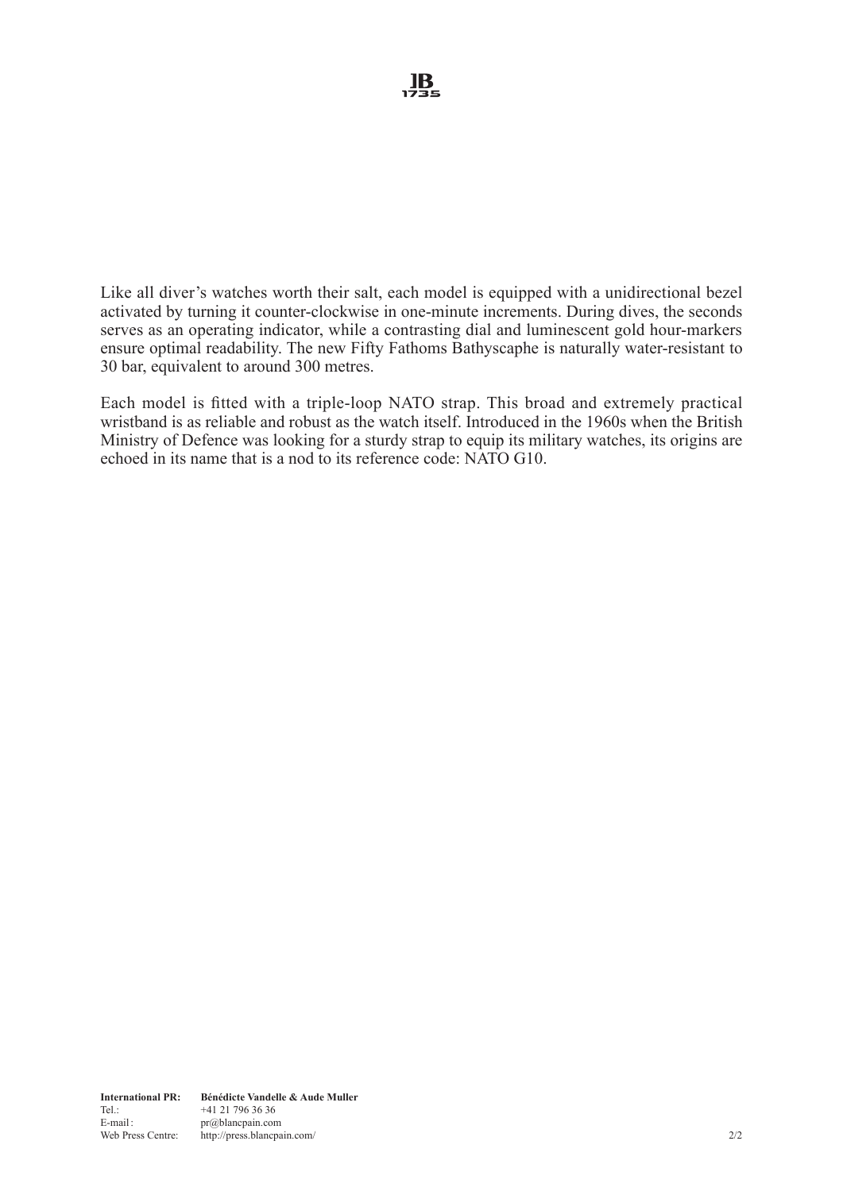Like all diver's watches worth their salt, each model is equipped with a unidirectional bezel activated by turning it counter-clockwise in one-minute increments. During dives, the seconds serves as an operating indicator, while a contrasting dial and luminescent gold hour-markers ensure optimal readability. The new Fifty Fathoms Bathyscaphe is naturally water-resistant to 30 bar, equivalent to around 300 metres.

Each model is fitted with a triple-loop NATO strap. This broad and extremely practical wristband is as reliable and robust as the watch itself. Introduced in the 1960s when the British Ministry of Defence was looking for a sturdy strap to equip its military watches, its origins are echoed in its name that is a nod to its reference code: NATO G10.

**International PR:** **Bénédicte Vandelle & Aude Muller**
Tel.: +41 21 796 36 36
E-mail: pr@blancpain.com
Web Press Centre: http://press.blancpain.com/